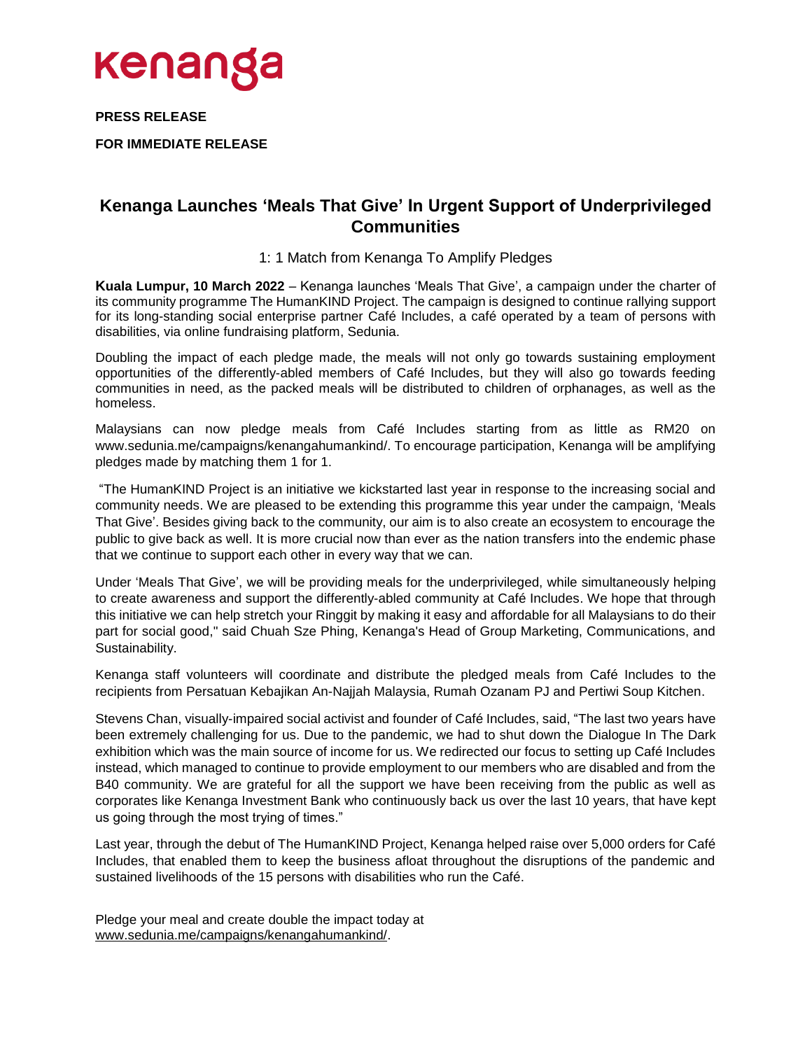kenanga

**PRESS RELEASE**

**FOR IMMEDIATE RELEASE**

# Kenanga Launches 'Meals That Give' In Urgent Support of Underprivileged Communities

1: 1 Match from Kenanga To Amplify Pledges

**Kuala Lumpur, 10 March 2022** – Kenanga launches 'Meals That Give', a campaign under the charter of its community programme The HumanKIND Project. The campaign is designed to continue rallying support for its long-standing social enterprise partner Café Includes, a café operated by a team of persons with disabilities, via online fundraising platform, Sedunia.

Doubling the impact of each pledge made, the meals will not only go towards sustaining employment opportunities of the differently-abled members of Café Includes, but they will also go towards feeding communities in need, as the packed meals will be distributed to children of orphanages, as well as the homeless.

Malaysians can now pledge meals from Café Includes starting from as little as RM20 on www.sedunia.me/campaigns/kenangahumankind/. To encourage participation, Kenanga will be amplifying pledges made by matching them 1 for 1.

"The HumanKIND Project is an initiative we kickstarted last year in response to the increasing social and community needs. We are pleased to be extending this programme this year under the campaign, 'Meals That Give'. Besides giving back to the community, our aim is to also create an ecosystem to encourage the public to give back as well. It is more crucial now than ever as the nation transfers into the endemic phase that we continue to support each other in every way that we can.

Under 'Meals That Give', we will be providing meals for the underprivileged, while simultaneously helping to create awareness and support the differently-abled community at Café Includes. We hope that through this initiative we can help stretch your Ringgit by making it easy and affordable for all Malaysians to do their part for social good," said Chuah Sze Phing, Kenanga's Head of Group Marketing, Communications, and Sustainability.

Kenanga staff volunteers will coordinate and distribute the pledged meals from Café Includes to the recipients from Persatuan Kebajikan An-Najjah Malaysia, Rumah Ozanam PJ and Pertiwi Soup Kitchen.

Stevens Chan, visually-impaired social activist and founder of Café Includes, said, "The last two years have been extremely challenging for us. Due to the pandemic, we had to shut down the Dialogue In The Dark exhibition which was the main source of income for us. We redirected our focus to setting up Café Includes instead, which managed to continue to provide employment to our members who are disabled and from the B40 community. We are grateful for all the support we have been receiving from the public as well as corporates like Kenanga Investment Bank who continuously back us over the last 10 years, that have kept us going through the most trying of times."

Last year, through the debut of The HumanKIND Project, Kenanga helped raise over 5,000 orders for Café Includes, that enabled them to keep the business afloat throughout the disruptions of the pandemic and sustained livelihoods of the 15 persons with disabilities who run the Café.

Pledge your meal and create double the impact today at www.sedunia.me/campaigns/kenangahumankind/.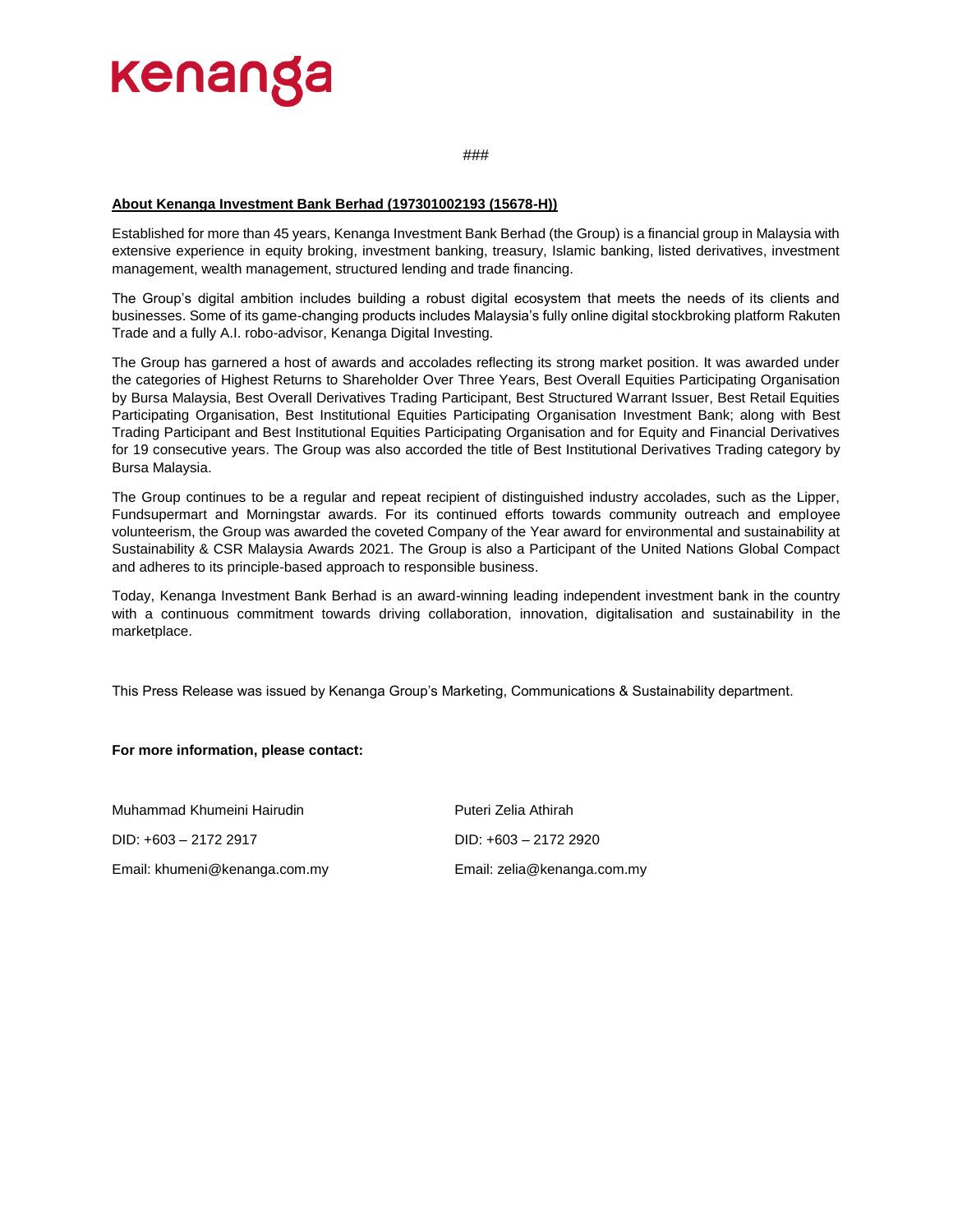###

**About Kenanga Investment Bank Berhad (197301002193 (15678-H))**

Established for more than 45 years, Kenanga Investment Bank Berhad (the Group) is a financial group in Malaysia with extensive experience in equity broking, investment banking, treasury, Islamic banking, listed derivatives, investment management, wealth management, structured lending and trade financing.

The Group's digital ambition includes building a robust digital ecosystem that meets the needs of its clients and businesses. Some of its game-changing products includes Malaysia's fully online digital stockbroking platform Rakuten Trade and a fully A.I. robo-advisor, Kenanga Digital Investing.

The Group has garnered a host of awards and accolades reflecting its strong market position. It was awarded under the categories of Highest Returns to Shareholder Over Three Years, Best Overall Equities Participating Organisation by Bursa Malaysia, Best Overall Derivatives Trading Participant, Best Structured Warrant Issuer, Best Retail Equities Participating Organisation, Best Institutional Equities Participating Organisation Investment Bank; along with Best Trading Participant and Best Institutional Equities Participating Organisation and for Equity and Financial Derivatives for 19 consecutive years. The Group was also accorded the title of Best Institutional Derivatives Trading category by Bursa Malaysia.

The Group continues to be a regular and repeat recipient of distinguished industry accolades, such as the Lipper, Fundsupermart and Morningstar awards. For its continued efforts towards community outreach and employee volunteerism, the Group was awarded the coveted Company of the Year award for environmental and sustainability at Sustainability & CSR Malaysia Awards 2021. The Group is also a Participant of the United Nations Global Compact and adheres to its principle-based approach to responsible business.

Today, Kenanga Investment Bank Berhad is an award-winning leading independent investment bank in the country with a continuous commitment towards driving collaboration, innovation, digitalisation and sustainability in the marketplace.

This Press Release was issued by Kenanga Group's Marketing, Communications & Sustainability department.

**For more information, please contact:**

Muhammad Khumeini Hairudin
DID: +603 – 2172 2917
Email: khumeni@kenanga.com.my

Puteri Zelia Athirah
DID: +603 – 2172 2920
Email: zelia@kenanga.com.my